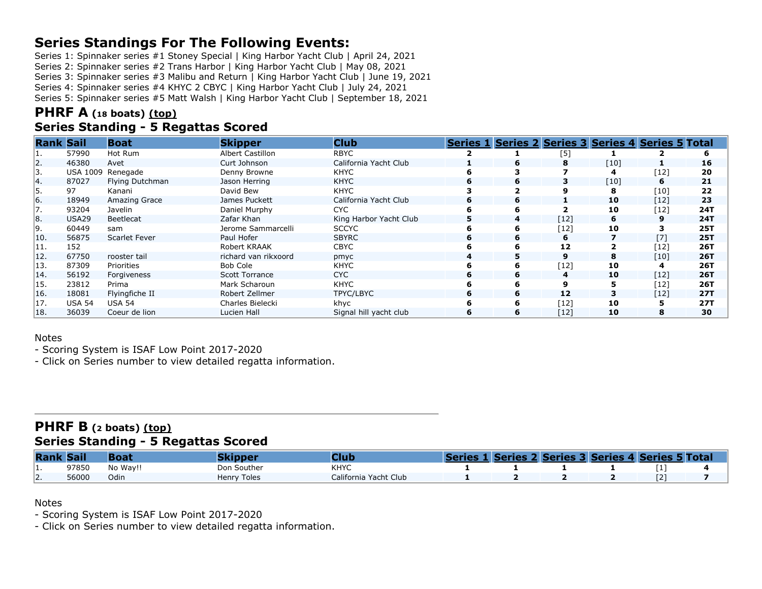# Series Standings For The Following Events:

Series 1: Spinnaker series #1 Stoney Special | King Harbor Yacht Club | April 24, 2021
Series 2: Spinnaker series #2 Trans Harbor | King Harbor Yacht Club | May 08, 2021
Series 3: Spinnaker series #3 Malibu and Return | King Harbor Yacht Club | June 19, 2021
Series 4: Spinnaker series #4 KHYC 2 CBYC | King Harbor Yacht Club | July 24, 2021
Series 5: Spinnaker series #5 Matt Walsh | King Harbor Yacht Club | September 18, 2021

## PHRF A (18 boats) (top)

## Series Standing - 5 Regattas Scored

| Rank | Sail | Boat | Skipper | Club | Series 1 | Series 2 | Series 3 | Series 4 | Series 5 | Total |
|---|---|---|---|---|---|---|---|---|---|---|
| 1. | 57990 | Hot Rum | Albert Castillon | RBYC | **2** | **1** | [5] | **1** | **2** | **6** |
| 2. | 46380 | Avet | Curt Johnson | California Yacht Club | **1** | **6** | **8** | [10] | **1** | **16** |
| 3. | USA 1009 | Renegade | Denny Browne | KHYC | **6** | **3** | **7** | **4** | [12] | **20** |
| 4. | 87027 | Flying Dutchman | Jason Herring | KHYC | **6** | **6** | **3** | [10] | **6** | **21** |
| 5. | 97 | Kanani | David Bew | KHYC | **3** | **2** | **9** | **8** | [10] | **22** |
| 6. | 18949 | Amazing Grace | James Puckett | California Yacht Club | **6** | **6** | **1** | **10** | [12] | **23** |
| 7. | 93204 | Javelin | Daniel Murphy | CYC | **6** | **6** | **2** | **10** | [12] | **24T** |
| 8. | USA29 | Beetlecat | Zafar Khan | King Harbor Yacht Club | **5** | **4** | [12] | **6** | **9** | **24T** |
| 9. | 60449 | sam | Jerome Sammarcelli | SCCYC | **6** | **6** | [12] | **10** | **3** | **25T** |
| 10. | 56875 | Scarlet Fever | Paul Hofer | SBYRC | **6** | **6** | **6** | **7** | [7] | **25T** |
| 11. | 152 | | Robert KRAAK | CBYC | **6** | **6** | **12** | **2** | [12] | **26T** |
| 12. | 67750 | rooster tail | richard van rikxoord | pmyc | **4** | **5** | **9** | **8** | [10] | **26T** |
| 13. | 87309 | Priorities | Bob Cole | KHYC | **6** | **6** | [12] | **10** | **4** | **26T** |
| 14. | 56192 | Forgiveness | Scott Torrance | CYC | **6** | **6** | **4** | **10** | [12] | **26T** |
| 15. | 23812 | Prima | Mark Scharoun | KHYC | **6** | **6** | **9** | **5** | [12] | **26T** |
| 16. | 18081 | Flyingfiche II | Robert Zellmer | TPYC/LBYC | **6** | **6** | **12** | **3** | [12] | **27T** |
| 17. | USA 54 | USA 54 | Charles Bielecki | khyc | **6** | **6** | [12] | **10** | **5** | **27T** |
| 18. | 36039 | Coeur de lion | Lucien Hall | Signal hill yacht club | **6** | **6** | [12] | **10** | **8** | **30** |

Notes
- Scoring System is ISAF Low Point 2017-2020
- Click on Series number to view detailed regatta information.

---

## PHRF B (2 boats) (top)

## Series Standing - 5 Regattas Scored

| Rank | Sail | Boat | Skipper | Club | Series 1 | Series 2 | Series 3 | Series 4 | Series 5 | Total |
|---|---|---|---|---|---|---|---|---|---|---|
| 1. | 97850 | No Way!! | Don Souther | KHYC | **1** | **1** | **1** | **1** | [1] | **4** |
| 2. | 56000 | Odin | Henry Toles | California Yacht Club | **1** | **2** | **2** | **2** | [2] | **7** |

Notes
- Scoring System is ISAF Low Point 2017-2020
- Click on Series number to view detailed regatta information.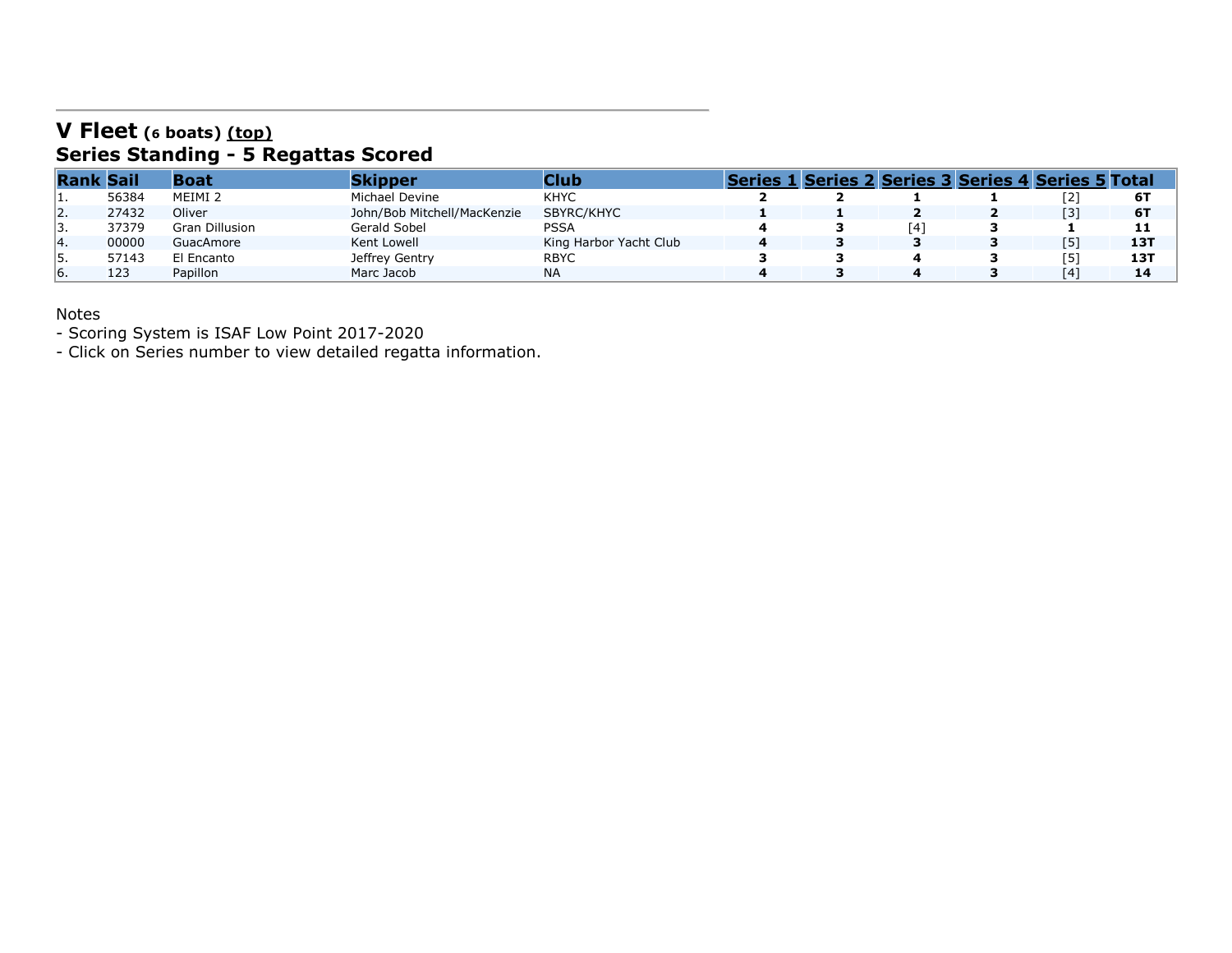## V Fleet (6 boats) (top)

### Series Standing - 5 Regattas Scored

| Rank | Sail | Boat | Skipper | Club | Series 1 | Series 2 | Series 3 | Series 4 | Series 5 | Total |
|---|---|---|---|---|---|---|---|---|---|---|
| 1. | 56384 | MEIMI 2 | Michael Devine | KHYC | **2** | **2** | **1** | **1** | [2] | **6T** |
| 2. | 27432 | Oliver | John/Bob Mitchell/MacKenzie | SBYRC/KHYC | **1** | **1** | **2** | **2** | [3] | **6T** |
| 3. | 37379 | Gran Dillusion | Gerald Sobel | PSSA | **4** | **3** | [4] | **3** | **1** | **11** |
| 4. | 00000 | GuacAmore | Kent Lowell | King Harbor Yacht Club | **4** | **3** | **3** | **3** | [5] | **13T** |
| 5. | 57143 | El Encanto | Jeffrey Gentry | RBYC | **3** | **3** | **4** | **3** | [5] | **13T** |
| 6. | 123 | Papillon | Marc Jacob | NA | **4** | **3** | **4** | **3** | [4] | **14** |

Notes
- Scoring System is ISAF Low Point 2017-2020
- Click on Series number to view detailed regatta information.